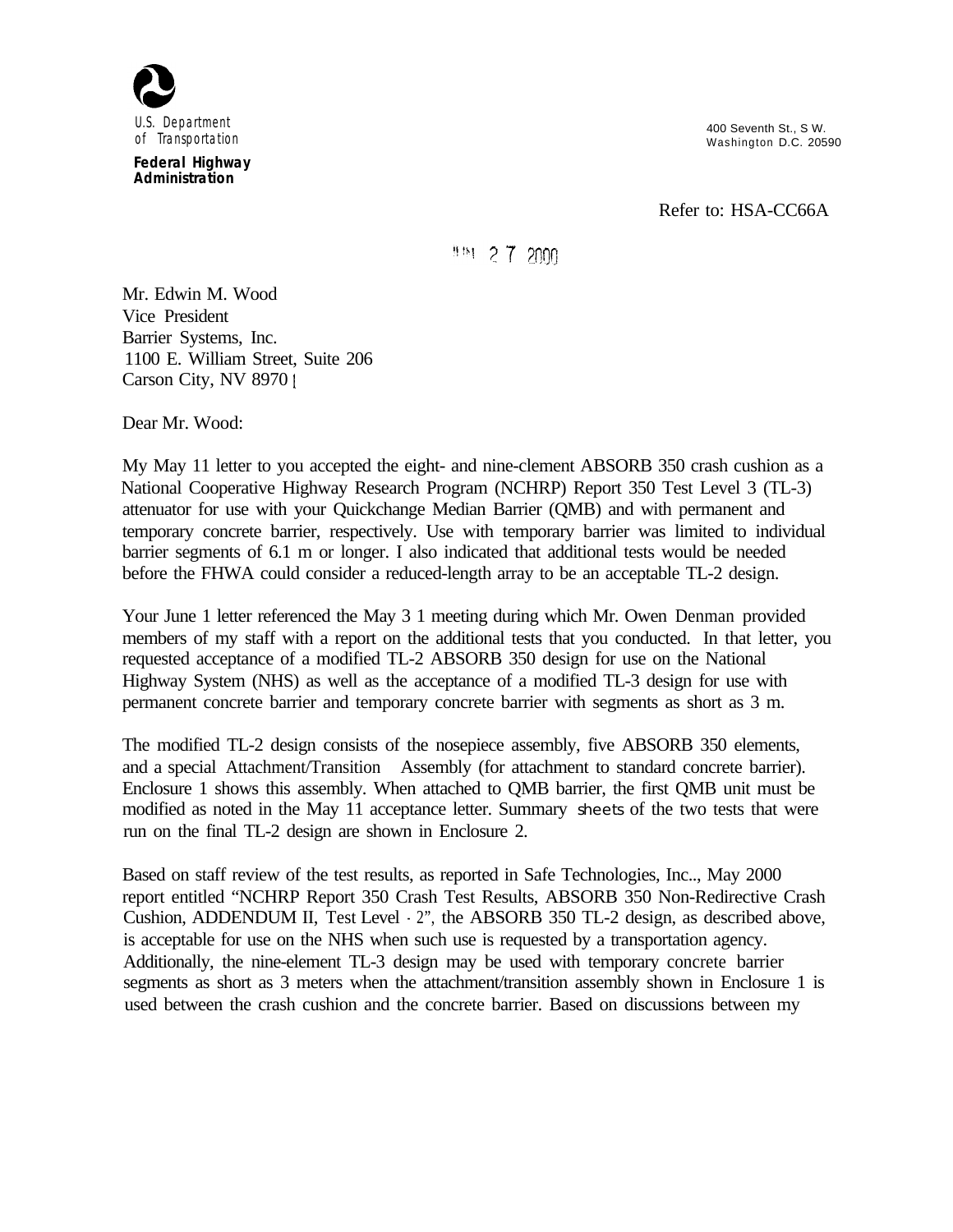U.S. Department of Transportation

**Federal Highway Administration**

400 Seventh St., S W.
Washington D.C. 20590

Refer to: HSA-CC66A

JUN 27 2000

Mr. Edwin M. Wood
Vice President
Barrier Systems, Inc.
1100 E. William Street, Suite 206
Carson City, NV 89701

Dear Mr. Wood:

My May 11 letter to you accepted the eight- and nine-clement ABSORB 350 crash cushion as a National Cooperative Highway Research Program (NCHRP) Report 350 Test Level 3 (TL-3) attenuator for use with your Quickchange Median Barrier (QMB) and with permanent and temporary concrete barrier, respectively. Use with temporary barrier was limited to individual barrier segments of 6.1 m or longer. I also indicated that additional tests would be needed before the FHWA could consider a reduced-length array to be an acceptable TL-2 design.

Your June 1 letter referenced the May 31 meeting during which Mr. Owen Denman provided members of my staff with a report on the additional tests that you conducted. In that letter, you requested acceptance of a modified TL-2 ABSORB 350 design for use on the National Highway System (NHS) as well as the acceptance of a modified TL-3 design for use with permanent concrete barrier and temporary concrete barrier with segments as short as 3 m.

The modified TL-2 design consists of the nosepiece assembly, five ABSORB 350 elements, and a special Attachment/Transition Assembly (for attachment to standard concrete barrier). Enclosure 1 shows this assembly. When attached to QMB barrier, the first QMB unit must be modified as noted in the May 11 acceptance letter. Summary sheets of the two tests that were run on the final TL-2 design are shown in Enclosure 2.

Based on staff review of the test results, as reported in Safe Technologies, Inc.., May 2000 report entitled "NCHRP Report 350 Crash Test Results, ABSORB 350 Non-Redirective Crash Cushion, ADDENDUM II, Test Level - 2", the ABSORB 350 TL-2 design, as described above, is acceptable for use on the NHS when such use is requested by a transportation agency. Additionally, the nine-element TL-3 design may be used with temporary concrete barrier segments as short as 3 meters when the attachment/transition assembly shown in Enclosure 1 is used between the crash cushion and the concrete barrier. Based on discussions between my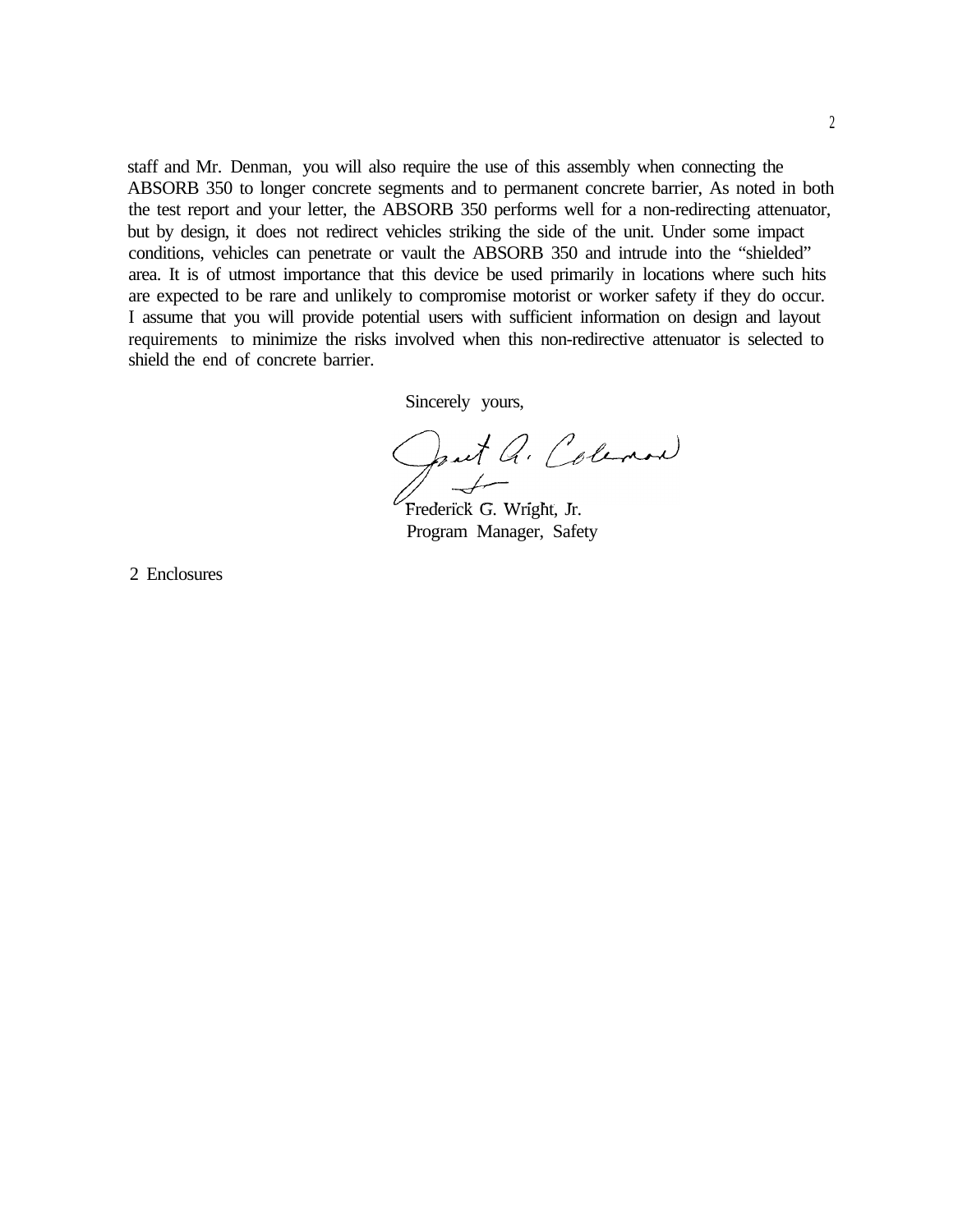staff and Mr. Denman, you will also require the use of this assembly when connecting the ABSORB 350 to longer concrete segments and to permanent concrete barrier, As noted in both the test report and your letter, the ABSORB 350 performs well for a non-redirecting attenuator, but by design, it does not redirect vehicles striking the side of the unit. Under some impact conditions, vehicles can penetrate or vault the ABSORB 350 and intrude into the "shielded" area. It is of utmost importance that this device be used primarily in locations where such hits are expected to be rare and unlikely to compromise motorist or worker safety if they do occur. I assume that you will provide potential users with sufficient information on design and layout requirements to minimize the risks involved when this non-redirective attenuator is selected to shield the end of concrete barrier.

Sincerely yours,

Frederick G. Wright, Jr.
Program Manager, Safety

2 Enclosures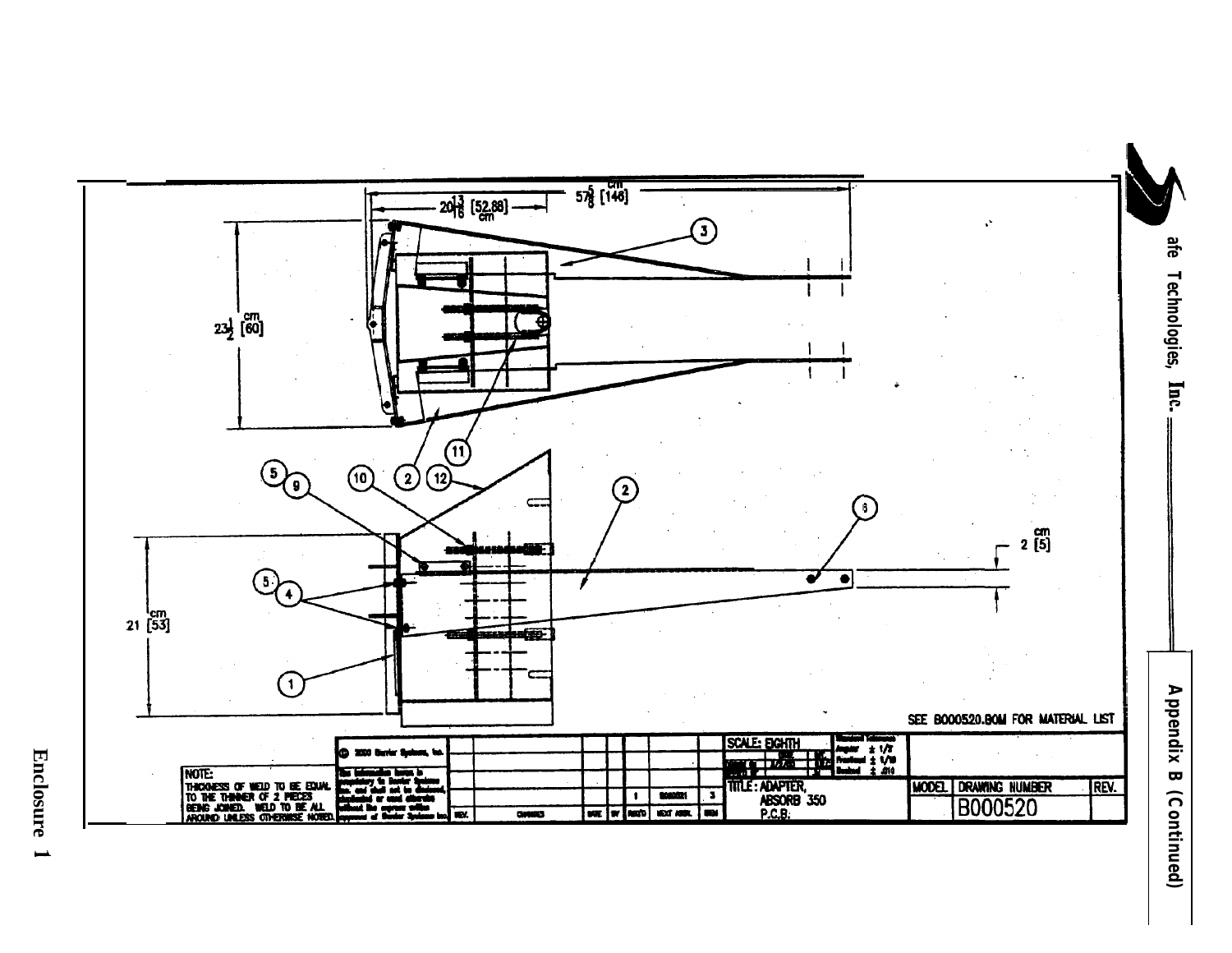afe Technologies, Inc.

Appendix B (Continued)

Enclosure 1

$57\frac{5}{8}$ [146] cm

$20\frac{13}{16}$ [52.88] cm

$23\frac{1}{2}$ [60] cm

21 [53] cm

2 [5] cm

3

11

5 9 10 2 12 2 6

5 4

1

SEE B000520.BOM FOR MATERIAL LIST

NOTE:
THICKNESS OF WELD TO BE EQUAL TO THE THINNER OF 2 PIECES BEING JOINED. WELD TO BE ALL AROUND UNLESS OTHERWISE NOTED.

© 2000 Barrier Systems, Inc.

The information herein is proprietary to Barrier Systems Inc. and shall not be disclosed, duplicated or used otherwise without the express written approval of Barrier Systems Inc.

| REV. | CHANGES | DATE | BY | REQ'D | NEXT ASSY. | ITEM |
| --- | --- | --- | --- | --- | --- | --- |
| | | | | 1 | B000501 | 3 |

SCALE: EIGHTH

Standard tolerances
Angular ± 1/2°
Fractional ± 1/16
Decimal ± .010

TITLE: ADAPTER, ABSORB 350 P.C.B.

| MODEL | DRAWING NUMBER | REV. |
| --- | --- | --- |
| | B000520 | |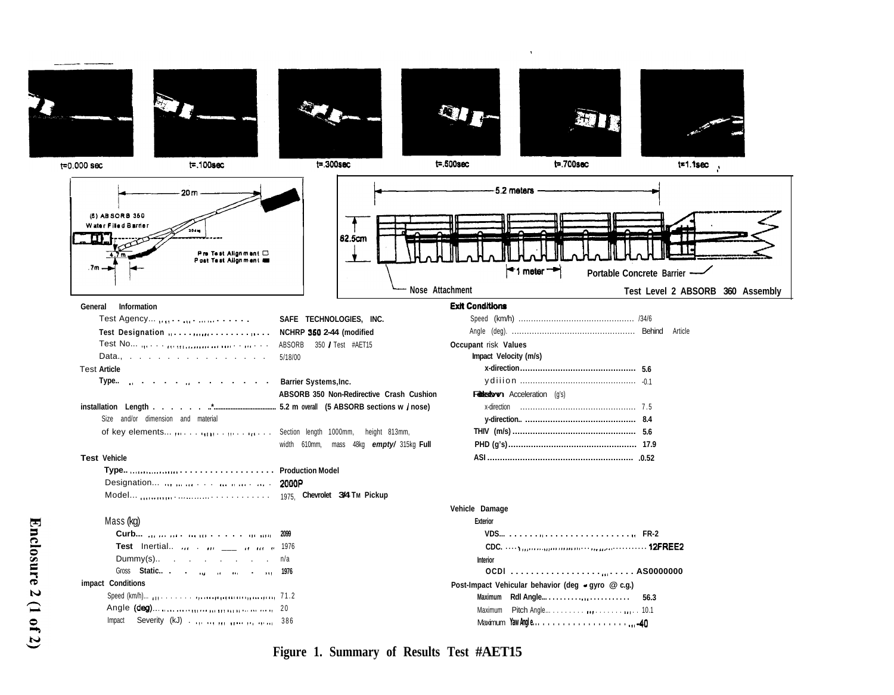t=0.000 sec
t=.100sec
t=.300sec
t=.500sec
t=.700sec
t=1.1sec

20 m
(6) ABSORB 350 Water Filled Barrier
20deg
4.7 m
.7m
Pre Test Alignment
Post Test Alignment

5.2 meters
82.5cm
1 meter
Nose Attachment
Portable Concrete Barrier
Test Level 2 ABSORB 360 Assembly

**General Information**

| | |
|---|---|
| Test Agency | SAFE TECHNOLOGIES, INC. |
| **Test Designation** | **NCHRP 350 2-44 (modified** |
| Test No. | ABSORB 350 / Test #AET15 |
| Data. | 5/18/00 |

**Test Article**

| | |
|---|---|
| **Type.** | **Barrier Systems, Inc.** |
| | **ABSORB 350 Non-Redirective Crash Cushion** |
| **installation Length** | **5.2 m overall (5 ABSORB sections w / nose)** |
| Size and/or dimension and material of key elements | Section length 1000mm, height 813mm, width 610mm, mass 48kg *empty/* 315kg **Full** |

**Test Vehicle**

| | |
|---|---|
| **Type.** | **Production Model** |
| Designation | 2000P |
| Model | 1975, **Chevrolet 3/4 TM Pickup** |

Mass (kg)

| | |
|---|---|
| **Curb** | 2099 |
| **Test** Inertial | 1976 |
| Dummy(s) | n/a |
| Gross **Static** | 1976 |

**impact Conditions**

| | |
|---|---|
| Speed (km/h) | 71.2 |
| Angle (deg) | 20 |
| Impact Severity (kJ) | 386 |

**Exit Conditions**

| | |
|---|---|
| Speed (km/h) | /34/6 |
| Angle (deg). | Behind Article |

**Occupant risk Values**

**Impact Velocity (m/s)**

| | |
|---|---|
| **x-direction** | **5.6** |
| y-direction | -0.1 |

**Ridedown** Acceleration (g's)

| | |
|---|---|
| x-direction | 7.5 |
| **y-direction** | **8.4** |
| **THIV (m/s)** | **5.6** |
| **PHD (g's)** | **17.9** |
| **ASI** | **.0.52** |

**Vehicle Damage**

**Exterior**

| | |
|---|---|
| **VDS** | **FR-2** |
| **CDC.** | **12FREE2** |

**Interior**

| | |
|---|---|
| **OCDI** | **AS0000000** |

**Post-Impact Vehicular behavior (deg - gyro @ c.g.)**

| | |
|---|---|
| **Maximum Rdl Angle** | **56.3** |
| Maximum Pitch Angle | 10.1 |
| Maximum Yaw Angle | -40 |

Enclosure 2 (1 of 2)

**Figure 1. Summary of Results Test #AET15**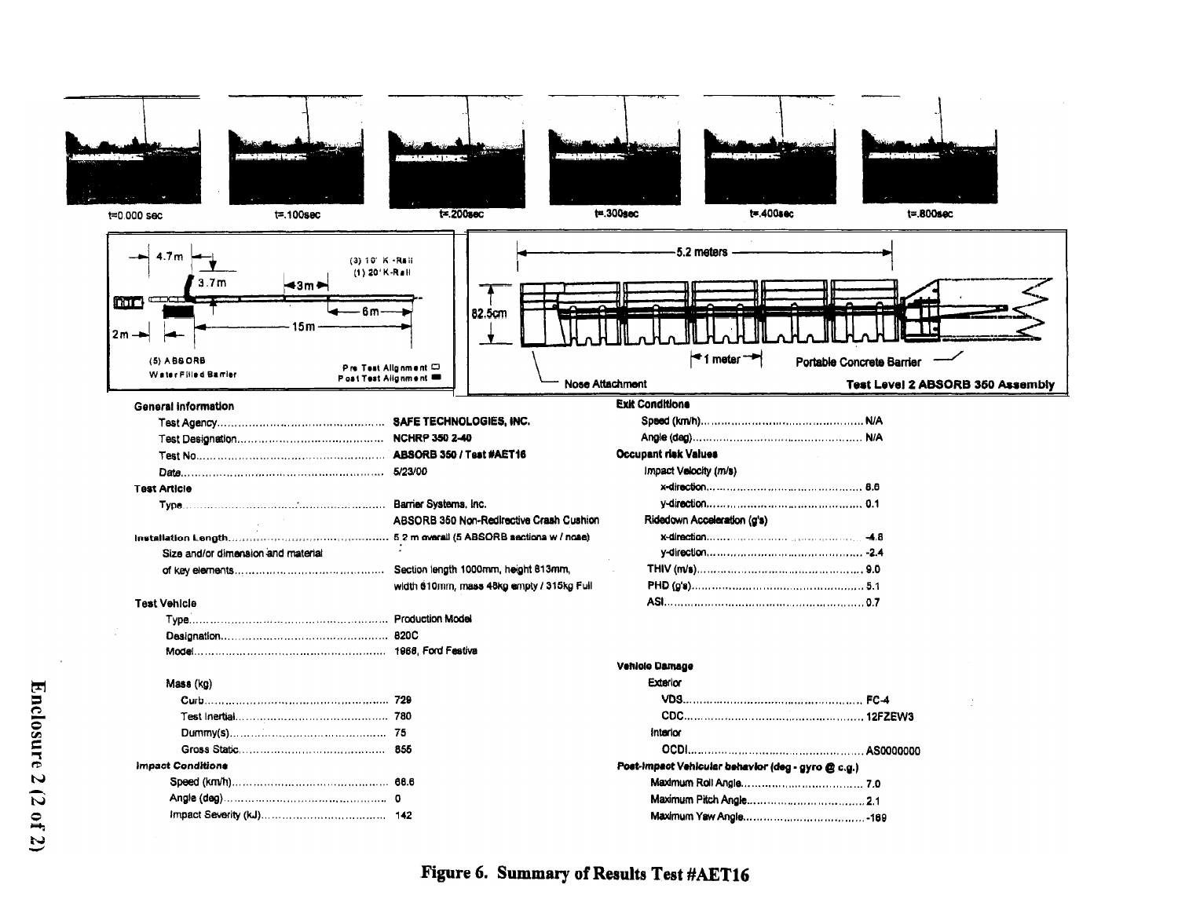t=0.000 sec

t=.100sec

t=.200sec

t=.300sec

t=.400sec

t=.800sec

4.7m

3.7m

3m

6m

15m

2m

(3) 10' K-Rail
(1) 20' K-Rail

(5) ABSORB
Water Filled Barrier

Pre Test Alignment
Post Test Alignment

5.2 meters

82.5cm

1 meter

Nose Attachment

Portable Concrete Barrier

Test Level 2 ABSORB 350 Assembly

| | |
|---|---|
| **General Information** | |
| Test Agency | **SAFE TECHNOLOGIES, INC.** |
| Test Designation | **NCHRP 350 2-40** |
| Test No. | **ABSORB 350 / Test #AET16** |
| Date | 5/23/00 |
| **Test Article** | |
| Type | Barrier Systems, Inc. ABSORB 350 Non-Redirective Crash Cushion |
| Installation Length | 5.2 m overall (5 ABSORB sections w / nose) |
| Size and/or dimension and material of key elements | Section length 1000mm, height 813mm, width 610mm, mass 48kg empty / 315kg Full |
| **Test Vehicle** | |
| Type | Production Model |
| Designation | 820C |
| Model | 1988, Ford Festiva |
| Mass (kg) | |
| Curb | 729 |
| Test Inertial | 780 |
| Dummy(s) | 75 |
| Gross Static | 855 |
| ***Impact Conditions*** | |
| Speed (km/h) | 66.6 |
| Angle (deg) | 0 |
| Impact Severity (kJ) | 142 |

| | |
|---|---|
| **Exit Conditions** | |
| Speed (km/h) | N/A |
| Angle (deg) | N/A |
| **Occupant risk Values** | |
| Impact Velocity (m/s) | |
| x-direction | 8.6 |
| y-direction | 0.1 |
| Ridedown Acceleration (g's) | |
| x-direction | -4.8 |
| y-direction | -2.4 |
| THIV (m/s) | 9.0 |
| PHD (g's) | 5.1 |
| ASI | 0.7 |
| **Vehicle Damage** | |
| Exterior | |
| VDS | FC-4 |
| CDC | 12FZEW3 |
| Interior | |
| OCDI | AS0000000 |
| ***Post-Impact Vehicular behavior (deg - gyro @ c.g.)*** | |
| Maximum Roll Angle | 7.0 |
| Maximum Pitch Angle | 2.1 |
| Maximum Yaw Angle | -169 |

**Figure 6. Summary of Results Test #AET16**